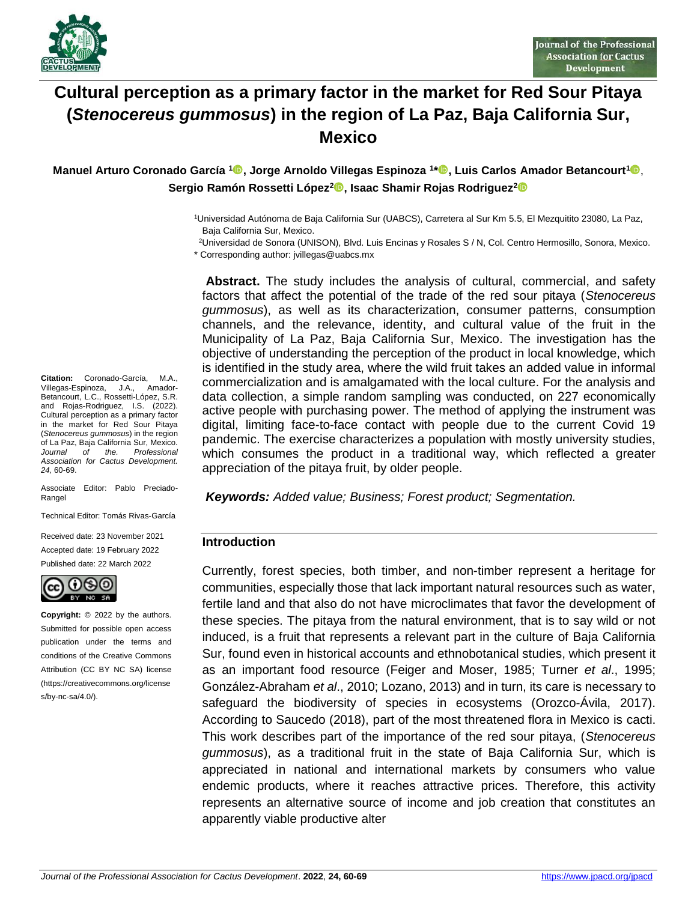# Cultural perception as a primary factor in the market for Red Sour Pitaya (*Stenocereus gummosus*) in the region of La Paz, Baja California Sur, Mexico

**Manuel Arturo Coronado García [1], Jorge Arnoldo Villegas Espinoza [1*], Luis Carlos Amador Betancourt[1], Sergio Ramón Rossetti López[2], Isaac Shamir Rojas Rodriguez[2]**

[1]Universidad Autónoma de Baja California Sur (UABCS), Carretera al Sur Km 5.5, El Mezquitito 23080, La Paz, Baja California Sur, Mexico.

[2]Universidad de Sonora (UNISON), Blvd. Luis Encinas y Rosales S / N, Col. Centro Hermosillo, Sonora, Mexico.

* Corresponding author: jvillegas@uabcs.mx

**Citation:** Coronado-García, M.A., Villegas-Espinoza, J.A., Amador-Betancourt, L.C., Rossetti-López, S.R. and Rojas-Rodriguez, I.S. (2022). Cultural perception as a primary factor in the market for Red Sour Pitaya (*Stenocereus gummosus*) in the region of La Paz, Baja California Sur, Mexico. *Journal of the Professional Association for Cactus Development. 24,* 60-69.

Associate Editor: Pablo Preciado-Rangel

Technical Editor: Tomás Rivas-García

Received date: 23 November 2021

Accepted date: 19 February 2022

Published date: 22 March 2022

**Copyright:** © 2022 by the authors. Submitted for possible open access publication under the terms and conditions of the Creative Commons Attribution (CC BY NC SA) license (https://creativecommons.org/licenses/by-nc-sa/4.0/).

**Abstract.** The study includes the analysis of cultural, commercial, and safety factors that affect the potential of the trade of the red sour pitaya (*Stenocereus gummosus*), as well as its characterization, consumer patterns, consumption channels, and the relevance, identity, and cultural value of the fruit in the Municipality of La Paz, Baja California Sur, Mexico. The investigation has the objective of understanding the perception of the product in local knowledge, which is identified in the study area, where the wild fruit takes an added value in informal commercialization and is amalgamated with the local culture. For the analysis and data collection, a simple random sampling was conducted, on 227 economically active people with purchasing power. The method of applying the instrument was digital, limiting face-to-face contact with people due to the current Covid 19 pandemic. The exercise characterizes a population with mostly university studies, which consumes the product in a traditional way, which reflected a greater appreciation of the pitaya fruit, by older people.

***Keywords:*** *Added value; Business; Forest product; Segmentation.*

## Introduction

Currently, forest species, both timber, and non-timber represent a heritage for communities, especially those that lack important natural resources such as water, fertile land and that also do not have microclimates that favor the development of these species. The pitaya from the natural environment, that is to say wild or not induced, is a fruit that represents a relevant part in the culture of Baja California Sur, found even in historical accounts and ethnobotanical studies, which present it as an important food resource (Feiger and Moser, 1985; Turner *et al*., 1995; González-Abraham *et al*., 2010; Lozano, 2013) and in turn, its care is necessary to safeguard the biodiversity of species in ecosystems (Orozco-Ávila, 2017). According to Saucedo (2018), part of the most threatened flora in Mexico is cacti. This work describes part of the importance of the red sour pitaya, (*Stenocereus gummosus*), as a traditional fruit in the state of Baja California Sur, which is appreciated in national and international markets by consumers who value endemic products, where it reaches attractive prices. Therefore, this activity represents an alternative source of income and job creation that constitutes an apparently viable productive alter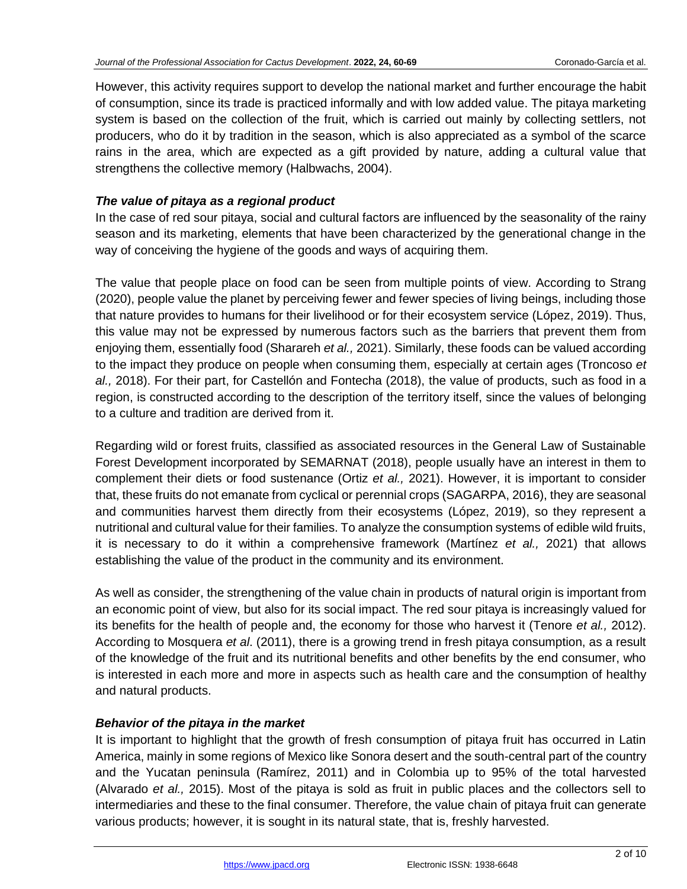However, this activity requires support to develop the national market and further encourage the habit of consumption, since its trade is practiced informally and with low added value. The pitaya marketing system is based on the collection of the fruit, which is carried out mainly by collecting settlers, not producers, who do it by tradition in the season, which is also appreciated as a symbol of the scarce rains in the area, which are expected as a gift provided by nature, adding a cultural value that strengthens the collective memory (Halbwachs, 2004).

### *The value of pitaya as a regional product*

In the case of red sour pitaya, social and cultural factors are influenced by the seasonality of the rainy season and its marketing, elements that have been characterized by the generational change in the way of conceiving the hygiene of the goods and ways of acquiring them.

The value that people place on food can be seen from multiple points of view. According to Strang (2020), people value the planet by perceiving fewer and fewer species of living beings, including those that nature provides to humans for their livelihood or for their ecosystem service (López, 2019). Thus, this value may not be expressed by numerous factors such as the barriers that prevent them from enjoying them, essentially food (Sharareh *et al.,* 2021). Similarly, these foods can be valued according to the impact they produce on people when consuming them, especially at certain ages (Troncoso *et al.,* 2018). For their part, for Castellón and Fontecha (2018), the value of products, such as food in a region, is constructed according to the description of the territory itself, since the values of belonging to a culture and tradition are derived from it.

Regarding wild or forest fruits, classified as associated resources in the General Law of Sustainable Forest Development incorporated by SEMARNAT (2018), people usually have an interest in them to complement their diets or food sustenance (Ortiz *et al.,* 2021). However, it is important to consider that, these fruits do not emanate from cyclical or perennial crops (SAGARPA, 2016), they are seasonal and communities harvest them directly from their ecosystems (López, 2019), so they represent a nutritional and cultural value for their families. To analyze the consumption systems of edible wild fruits, it is necessary to do it within a comprehensive framework (Martínez *et al.,* 2021) that allows establishing the value of the product in the community and its environment.

As well as consider, the strengthening of the value chain in products of natural origin is important from an economic point of view, but also for its social impact. The red sour pitaya is increasingly valued for its benefits for the health of people and, the economy for those who harvest it (Tenore *et al.,* 2012). According to Mosquera *et al*. (2011), there is a growing trend in fresh pitaya consumption, as a result of the knowledge of the fruit and its nutritional benefits and other benefits by the end consumer, who is interested in each more and more in aspects such as health care and the consumption of healthy and natural products.

### *Behavior of the pitaya in the market*

It is important to highlight that the growth of fresh consumption of pitaya fruit has occurred in Latin America, mainly in some regions of Mexico like Sonora desert and the south-central part of the country and the Yucatan peninsula (Ramírez, 2011) and in Colombia up to 95% of the total harvested (Alvarado *et al.,* 2015). Most of the pitaya is sold as fruit in public places and the collectors sell to intermediaries and these to the final consumer. Therefore, the value chain of pitaya fruit can generate various products; however, it is sought in its natural state, that is, freshly harvested.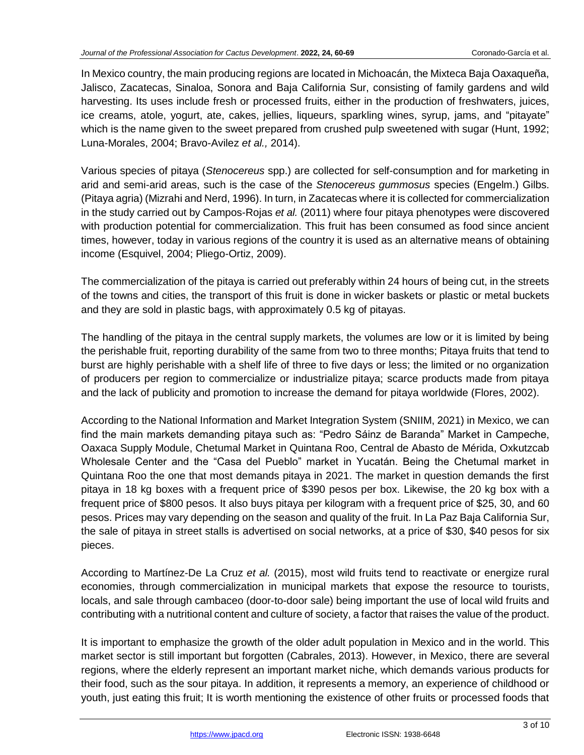In Mexico country, the main producing regions are located in Michoacán, the Mixteca Baja Oaxaqueña, Jalisco, Zacatecas, Sinaloa, Sonora and Baja California Sur, consisting of family gardens and wild harvesting. Its uses include fresh or processed fruits, either in the production of freshwaters, juices, ice creams, atole, yogurt, ate, cakes, jellies, liqueurs, sparkling wines, syrup, jams, and "pitayate" which is the name given to the sweet prepared from crushed pulp sweetened with sugar (Hunt, 1992; Luna-Morales, 2004; Bravo-Avilez *et al.,* 2014).

Various species of pitaya (*Stenocereus* spp.) are collected for self-consumption and for marketing in arid and semi-arid areas, such is the case of the *Stenocereus gummosus* species (Engelm.) Gilbs. (Pitaya agria) (Mizrahi and Nerd, 1996). In turn, in Zacatecas where it is collected for commercialization in the study carried out by Campos-Rojas *et al.* (2011) where four pitaya phenotypes were discovered with production potential for commercialization. This fruit has been consumed as food since ancient times, however, today in various regions of the country it is used as an alternative means of obtaining income (Esquivel, 2004; Pliego-Ortiz, 2009).

The commercialization of the pitaya is carried out preferably within 24 hours of being cut, in the streets of the towns and cities, the transport of this fruit is done in wicker baskets or plastic or metal buckets and they are sold in plastic bags, with approximately 0.5 kg of pitayas.

The handling of the pitaya in the central supply markets, the volumes are low or it is limited by being the perishable fruit, reporting durability of the same from two to three months; Pitaya fruits that tend to burst are highly perishable with a shelf life of three to five days or less; the limited or no organization of producers per region to commercialize or industrialize pitaya; scarce products made from pitaya and the lack of publicity and promotion to increase the demand for pitaya worldwide (Flores, 2002).

According to the National Information and Market Integration System (SNIIM, 2021) in Mexico, we can find the main markets demanding pitaya such as: "Pedro Sáinz de Baranda" Market in Campeche, Oaxaca Supply Module, Chetumal Market in Quintana Roo, Central de Abasto de Mérida, Oxkutzcab Wholesale Center and the "Casa del Pueblo" market in Yucatán. Being the Chetumal market in Quintana Roo the one that most demands pitaya in 2021. The market in question demands the first pitaya in 18 kg boxes with a frequent price of $390 pesos per box. Likewise, the 20 kg box with a frequent price of $800 pesos. It also buys pitaya per kilogram with a frequent price of $25, 30, and 60 pesos. Prices may vary depending on the season and quality of the fruit. In La Paz Baja California Sur, the sale of pitaya in street stalls is advertised on social networks, at a price of $30, $40 pesos for six pieces.

According to Martínez-De La Cruz *et al.* (2015), most wild fruits tend to reactivate or energize rural economies, through commercialization in municipal markets that expose the resource to tourists, locals, and sale through cambaceo (door-to-door sale) being important the use of local wild fruits and contributing with a nutritional content and culture of society, a factor that raises the value of the product.

It is important to emphasize the growth of the older adult population in Mexico and in the world. This market sector is still important but forgotten (Cabrales, 2013). However, in Mexico, there are several regions, where the elderly represent an important market niche, which demands various products for their food, such as the sour pitaya. In addition, it represents a memory, an experience of childhood or youth, just eating this fruit; It is worth mentioning the existence of other fruits or processed foods that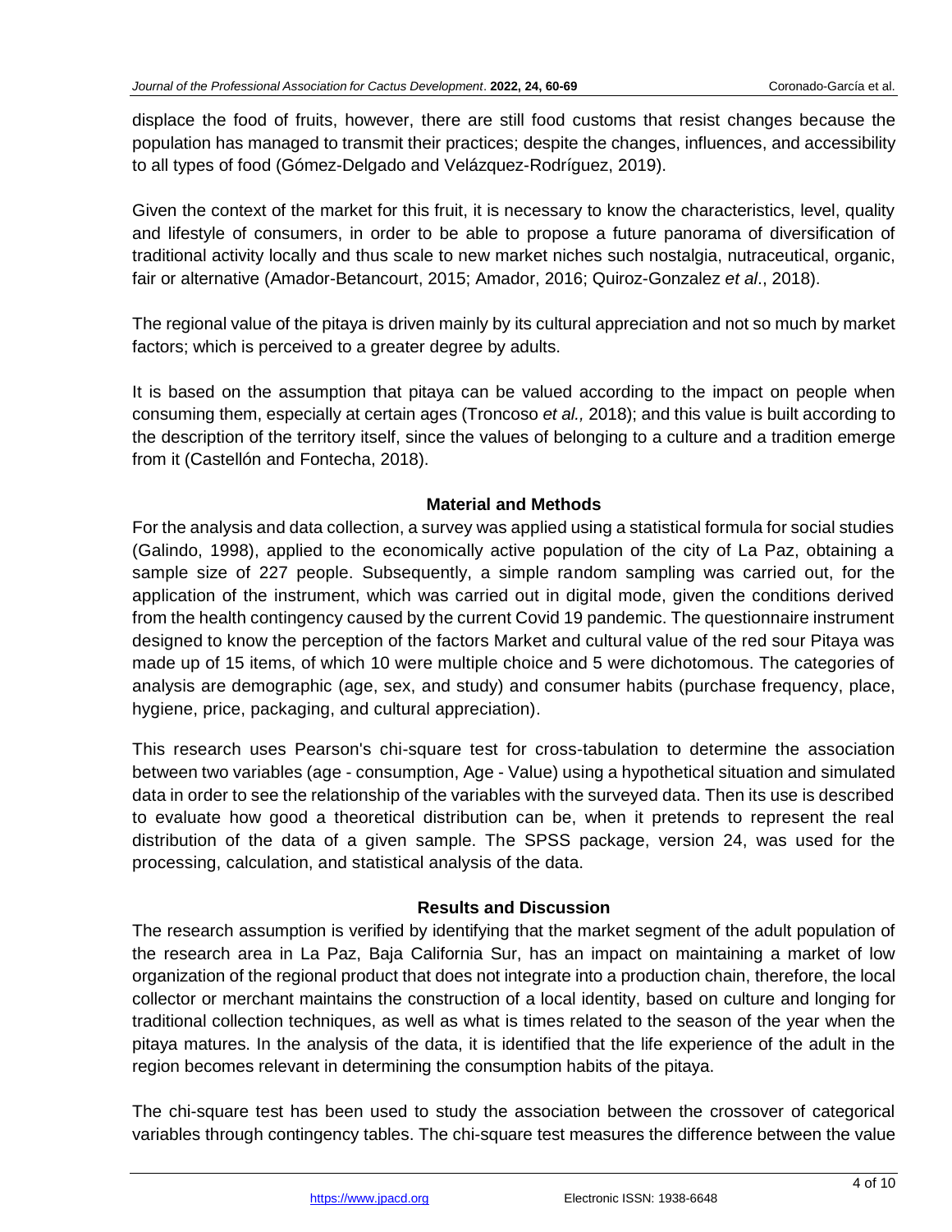displace the food of fruits, however, there are still food customs that resist changes because the population has managed to transmit their practices; despite the changes, influences, and accessibility to all types of food (Gómez-Delgado and Velázquez-Rodríguez, 2019).

Given the context of the market for this fruit, it is necessary to know the characteristics, level, quality and lifestyle of consumers, in order to be able to propose a future panorama of diversification of traditional activity locally and thus scale to new market niches such nostalgia, nutraceutical, organic, fair or alternative (Amador-Betancourt, 2015; Amador, 2016; Quiroz-Gonzalez *et al*., 2018).

The regional value of the pitaya is driven mainly by its cultural appreciation and not so much by market factors; which is perceived to a greater degree by adults.

It is based on the assumption that pitaya can be valued according to the impact on people when consuming them, especially at certain ages (Troncoso *et al.,* 2018); and this value is built according to the description of the territory itself, since the values of belonging to a culture and a tradition emerge from it (Castellón and Fontecha, 2018).

## Material and Methods

For the analysis and data collection, a survey was applied using a statistical formula for social studies (Galindo, 1998), applied to the economically active population of the city of La Paz, obtaining a sample size of 227 people. Subsequently, a simple random sampling was carried out, for the application of the instrument, which was carried out in digital mode, given the conditions derived from the health contingency caused by the current Covid 19 pandemic. The questionnaire instrument designed to know the perception of the factors Market and cultural value of the red sour Pitaya was made up of 15 items, of which 10 were multiple choice and 5 were dichotomous. The categories of analysis are demographic (age, sex, and study) and consumer habits (purchase frequency, place, hygiene, price, packaging, and cultural appreciation).

This research uses Pearson's chi-square test for cross-tabulation to determine the association between two variables (age - consumption, Age - Value) using a hypothetical situation and simulated data in order to see the relationship of the variables with the surveyed data. Then its use is described to evaluate how good a theoretical distribution can be, when it pretends to represent the real distribution of the data of a given sample. The SPSS package, version 24, was used for the processing, calculation, and statistical analysis of the data.

## Results and Discussion

The research assumption is verified by identifying that the market segment of the adult population of the research area in La Paz, Baja California Sur, has an impact on maintaining a market of low organization of the regional product that does not integrate into a production chain, therefore, the local collector or merchant maintains the construction of a local identity, based on culture and longing for traditional collection techniques, as well as what is times related to the season of the year when the pitaya matures. In the analysis of the data, it is identified that the life experience of the adult in the region becomes relevant in determining the consumption habits of the pitaya.

The chi-square test has been used to study the association between the crossover of categorical variables through contingency tables. The chi-square test measures the difference between the value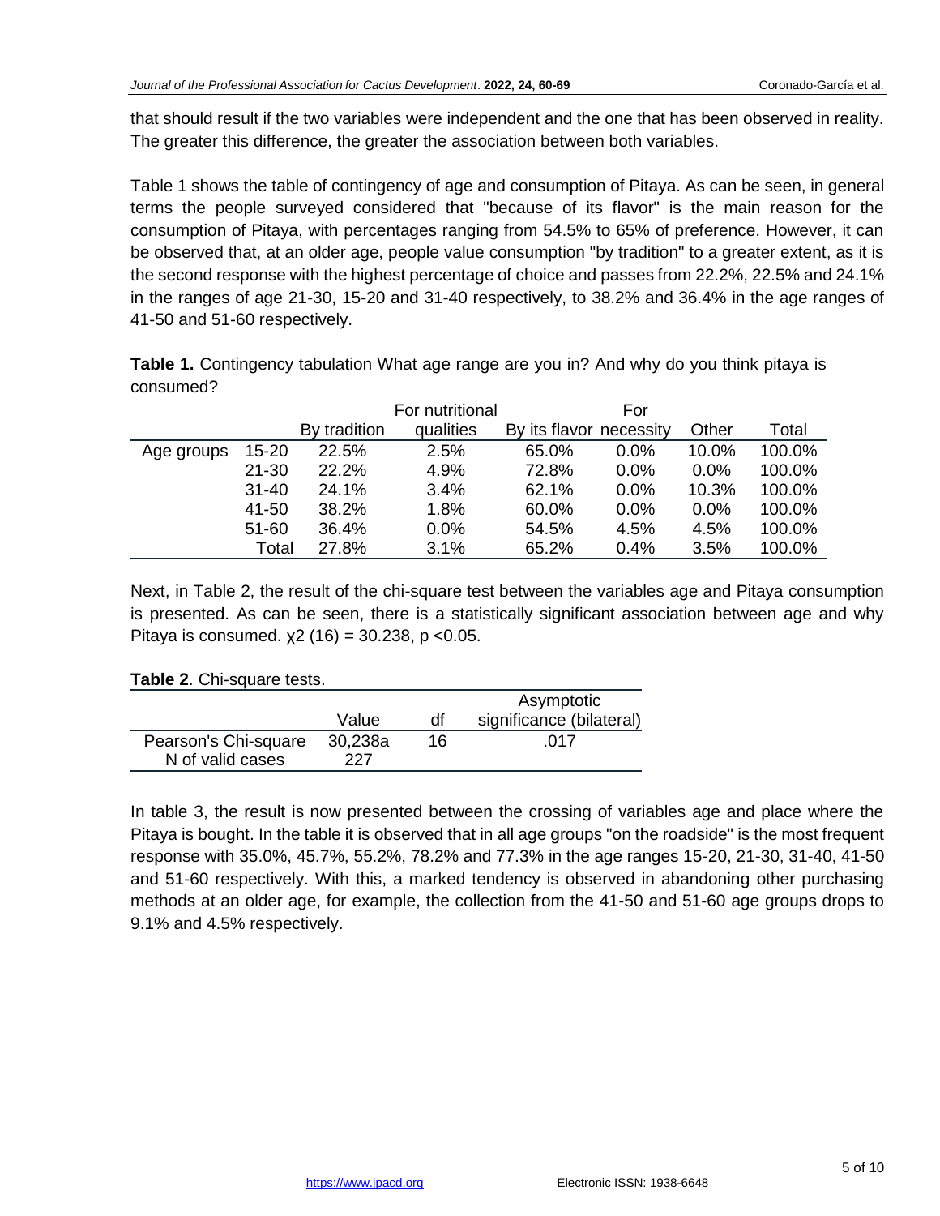that should result if the two variables were independent and the one that has been observed in reality. The greater this difference, the greater the association between both variables.

Table 1 shows the table of contingency of age and consumption of Pitaya. As can be seen, in general terms the people surveyed considered that "because of its flavor" is the main reason for the consumption of Pitaya, with percentages ranging from 54.5% to 65% of preference. However, it can be observed that, at an older age, people value consumption "by tradition" to a greater extent, as it is the second response with the highest percentage of choice and passes from 22.2%, 22.5% and 24.1% in the ranges of age 21-30, 15-20 and 31-40 respectively, to 38.2% and 36.4% in the age ranges of 41-50 and 51-60 respectively.

**Table 1.** Contingency tabulation What age range are you in? And why do you think pitaya is consumed?

| | | By tradition | For nutritional qualities | By its flavor | For necessity | Other | Total |
|---|---|---|---|---|---|---|---|
| Age groups | 15-20 | 22.5% | 2.5% | 65.0% | 0.0% | 10.0% | 100.0% |
| | 21-30 | 22.2% | 4.9% | 72.8% | 0.0% | 0.0% | 100.0% |
| | 31-40 | 24.1% | 3.4% | 62.1% | 0.0% | 10.3% | 100.0% |
| | 41-50 | 38.2% | 1.8% | 60.0% | 0.0% | 0.0% | 100.0% |
| | 51-60 | 36.4% | 0.0% | 54.5% | 4.5% | 4.5% | 100.0% |
| | Total | 27.8% | 3.1% | 65.2% | 0.4% | 3.5% | 100.0% |

Next, in Table 2, the result of the chi-square test between the variables age and Pitaya consumption is presented. As can be seen, there is a statistically significant association between age and why Pitaya is consumed. $\chi2\ (16) = 30.238$, $p < 0.05$.

**Table 2**. Chi-square tests.

| | Value | df | Asymptotic significance (bilateral) |
|---|---|---|---|
| Pearson's Chi-square | 30,238a | 16 | .017 |
| N of valid cases | 227 | | |

In table 3, the result is now presented between the crossing of variables age and place where the Pitaya is bought. In the table it is observed that in all age groups "on the roadside" is the most frequent response with 35.0%, 45.7%, 55.2%, 78.2% and 77.3% in the age ranges 15-20, 21-30, 31-40, 41-50 and 51-60 respectively. With this, a marked tendency is observed in abandoning other purchasing methods at an older age, for example, the collection from the 41-50 and 51-60 age groups drops to 9.1% and 4.5% respectively.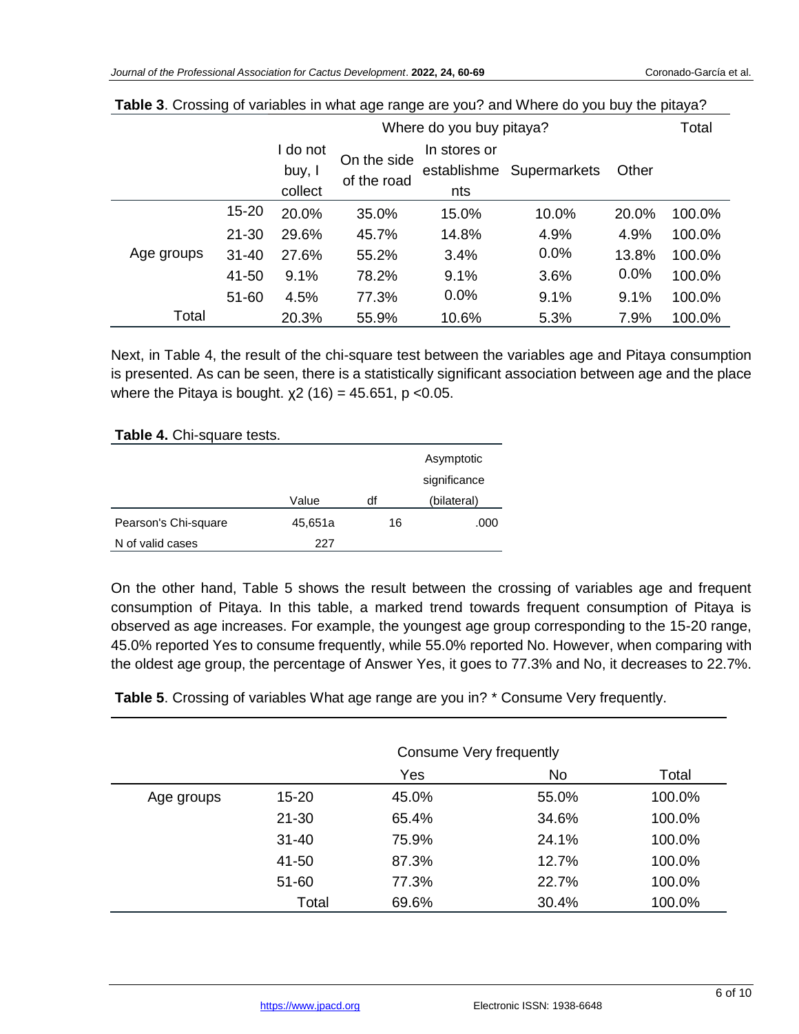**Table 3**. Crossing of variables in what age range are you? and Where do you buy the pitaya?

| | | Where do you buy pitaya? | | | | | Total |
|---|---|---|---|---|---|---|---|
| | | I do not buy, I collect | On the side of the road | In stores or establishments | Supermarkets | Other | |
| Age groups | 15-20 | 20.0% | 35.0% | 15.0% | 10.0% | 20.0% | 100.0% |
| | 21-30 | 29.6% | 45.7% | 14.8% | 4.9% | 4.9% | 100.0% |
| | 31-40 | 27.6% | 55.2% | 3.4% | 0.0% | 13.8% | 100.0% |
| | 41-50 | 9.1% | 78.2% | 9.1% | 3.6% | 0.0% | 100.0% |
| | 51-60 | 4.5% | 77.3% | 0.0% | 9.1% | 9.1% | 100.0% |
| Total | | 20.3% | 55.9% | 10.6% | 5.3% | 7.9% | 100.0% |

Next, in Table 4, the result of the chi-square test between the variables age and Pitaya consumption is presented. As can be seen, there is a statistically significant association between age and the place where the Pitaya is bought. $\chi^2$ (16) = 45.651, $p < 0.05$.

**Table 4.** Chi-square tests.

| | Value | df | Asymptotic significance (bilateral) |
|---|---|---|---|
| Pearson's Chi-square | 45,651a | 16 | .000 |
| N of valid cases | 227 | | |

On the other hand, Table 5 shows the result between the crossing of variables age and frequent consumption of Pitaya. In this table, a marked trend towards frequent consumption of Pitaya is observed as age increases. For example, the youngest age group corresponding to the 15-20 range, 45.0% reported Yes to consume frequently, while 55.0% reported No. However, when comparing with the oldest age group, the percentage of Answer Yes, it goes to 77.3% and No, it decreases to 22.7%.

**Table 5**. Crossing of variables What age range are you in? * Consume Very frequently.

| | | Consume Very frequently | | |
|---|---|---|---|---|
| | | Yes | No | Total |
| Age groups | 15-20 | 45.0% | 55.0% | 100.0% |
| | 21-30 | 65.4% | 34.6% | 100.0% |
| | 31-40 | 75.9% | 24.1% | 100.0% |
| | 41-50 | 87.3% | 12.7% | 100.0% |
| | 51-60 | 77.3% | 22.7% | 100.0% |
| | Total | 69.6% | 30.4% | 100.0% |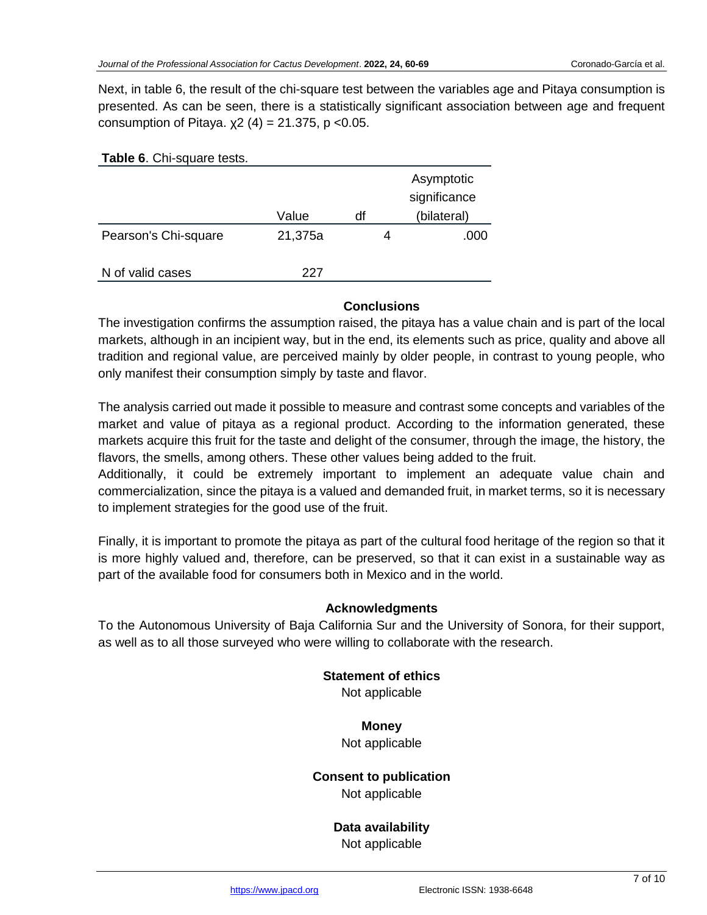Next, in table 6, the result of the chi-square test between the variables age and Pitaya consumption is presented. As can be seen, there is a statistically significant association between age and frequent consumption of Pitaya. $\chi 2$ (4) = 21.375, p <0.05.

**Table 6**. Chi-square tests.

| | Value | df | Asymptotic significance (bilateral) |
|---|---|---|---|
| Pearson's Chi-square | 21,375a | 4 | .000 |
| N of valid cases | 227 | | |

## Conclusions

The investigation confirms the assumption raised, the pitaya has a value chain and is part of the local markets, although in an incipient way, but in the end, its elements such as price, quality and above all tradition and regional value, are perceived mainly by older people, in contrast to young people, who only manifest their consumption simply by taste and flavor.

The analysis carried out made it possible to measure and contrast some concepts and variables of the market and value of pitaya as a regional product. According to the information generated, these markets acquire this fruit for the taste and delight of the consumer, through the image, the history, the flavors, the smells, among others. These other values being added to the fruit.
Additionally, it could be extremely important to implement an adequate value chain and commercialization, since the pitaya is a valued and demanded fruit, in market terms, so it is necessary to implement strategies for the good use of the fruit.

Finally, it is important to promote the pitaya as part of the cultural food heritage of the region so that it is more highly valued and, therefore, can be preserved, so that it can exist in a sustainable way as part of the available food for consumers both in Mexico and in the world.

## Acknowledgments

To the Autonomous University of Baja California Sur and the University of Sonora, for their support, as well as to all those surveyed who were willing to collaborate with the research.

## Statement of ethics

Not applicable

## Money

Not applicable

## Consent to publication

Not applicable

## Data availability

Not applicable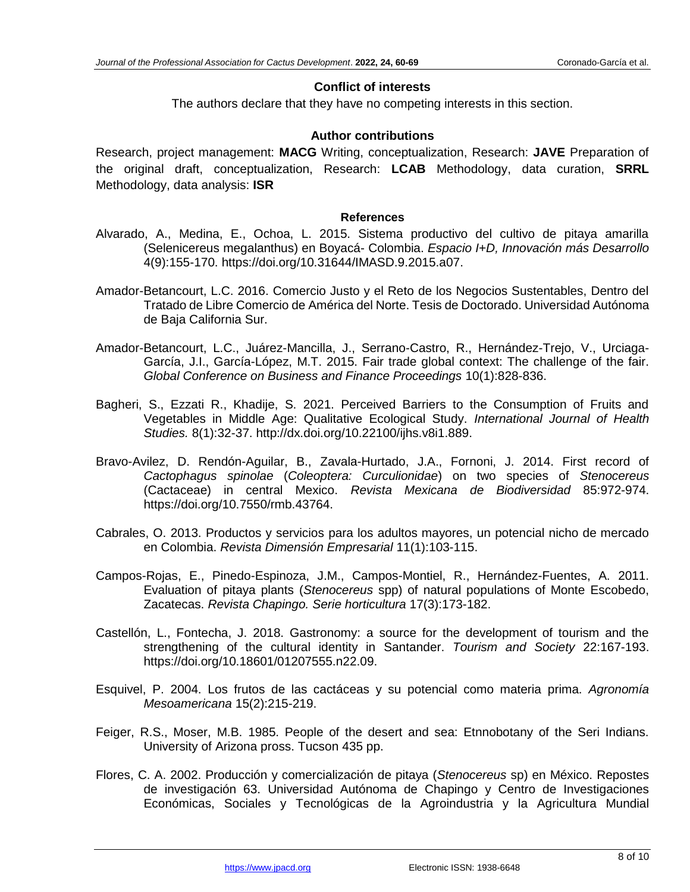## Conflict of interests

The authors declare that they have no competing interests in this section.

## Author contributions

Research, project management: **MACG** Writing, conceptualization, Research: **JAVE** Preparation of the original draft, conceptualization, Research: **LCAB** Methodology, data curation, **SRRL** Methodology, data analysis: **ISR**

## References

Alvarado, A., Medina, E., Ochoa, L. 2015. Sistema productivo del cultivo de pitaya amarilla (Selenicereus megalanthus) en Boyacá- Colombia. *Espacio I+D, Innovación más Desarrollo* 4(9):155-170. https://doi.org/10.31644/IMASD.9.2015.a07.

Amador-Betancourt, L.C. 2016. Comercio Justo y el Reto de los Negocios Sustentables, Dentro del Tratado de Libre Comercio de América del Norte. Tesis de Doctorado. Universidad Autónoma de Baja California Sur.

Amador-Betancourt, L.C., Juárez-Mancilla, J., Serrano-Castro, R., Hernández-Trejo, V., Urciaga-García, J.I., García-López, M.T. 2015. Fair trade global context: The challenge of the fair. *Global Conference on Business and Finance Proceedings* 10(1):828-836.

Bagheri, S., Ezzati R., Khadije, S. 2021. Perceived Barriers to the Consumption of Fruits and Vegetables in Middle Age: Qualitative Ecological Study. *International Journal of Health Studies.* 8(1):32-37. http://dx.doi.org/10.22100/ijhs.v8i1.889.

Bravo-Avilez, D. Rendón-Aguilar, B., Zavala-Hurtado, J.A., Fornoni, J. 2014. First record of *Cactophagus spinolae* (*Coleoptera: Curculionidae*) on two species of *Stenocereus* (Cactaceae) in central Mexico. *Revista Mexicana de Biodiversidad* 85:972-974. https://doi.org/10.7550/rmb.43764.

Cabrales, O. 2013. Productos y servicios para los adultos mayores, un potencial nicho de mercado en Colombia. *Revista Dimensión Empresarial* 11(1):103-115.

Campos-Rojas, E., Pinedo-Espinoza, J.M., Campos-Montiel, R., Hernández-Fuentes, A. 2011. Evaluation of pitaya plants (*Stenocereus* spp) of natural populations of Monte Escobedo, Zacatecas. *Revista Chapingo. Serie horticultura* 17(3):173-182.

Castellón, L., Fontecha, J. 2018. Gastronomy: a source for the development of tourism and the strengthening of the cultural identity in Santander. *Tourism and Society* 22:167-193. https://doi.org/10.18601/01207555.n22.09.

Esquivel, P. 2004. Los frutos de las cactáceas y su potencial como materia prima. *Agronomía Mesoamericana* 15(2):215-219.

Feiger, R.S., Moser, M.B. 1985. People of the desert and sea: Etnnobotany of the Seri Indians. University of Arizona pross. Tucson 435 pp.

Flores, C. A. 2002. Producción y comercialización de pitaya (*Stenocereus* sp) en México. Repostes de investigación 63. Universidad Autónoma de Chapingo y Centro de Investigaciones Económicas, Sociales y Tecnológicas de la Agroindustria y la Agricultura Mundial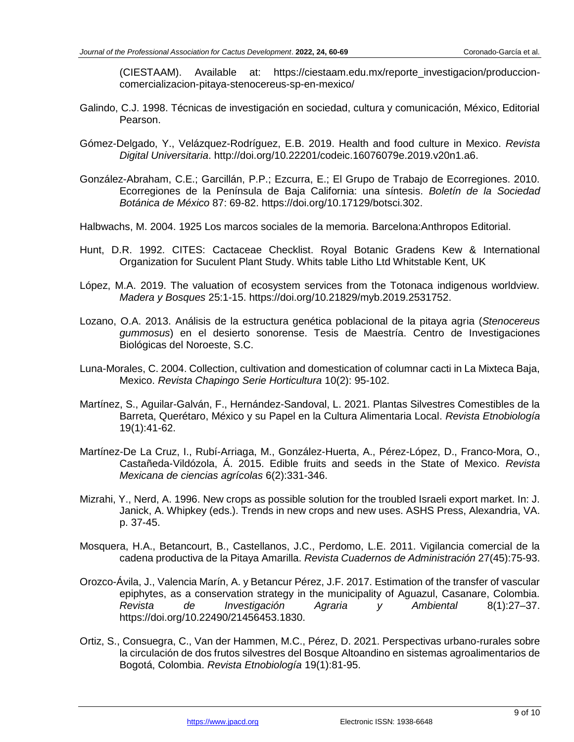(CIESTAAM). Available at: https://ciestaam.edu.mx/reporte_investigacion/produccion-comercializacion-pitaya-stenocereus-sp-en-mexico/

Galindo, C.J. 1998. Técnicas de investigación en sociedad, cultura y comunicación, México, Editorial Pearson.

Gómez-Delgado, Y., Velázquez-Rodríguez, E.B. 2019. Health and food culture in Mexico. *Revista Digital Universitaria*. http://doi.org/10.22201/codeic.16076079e.2019.v20n1.a6.

González-Abraham, C.E.; Garcillán, P.P.; Ezcurra, E.; El Grupo de Trabajo de Ecorregiones. 2010. Ecorregiones de la Península de Baja California: una síntesis. *Boletín de la Sociedad Botánica de México* 87: 69-82. https://doi.org/10.17129/botsci.302.

Halbwachs, M. 2004. 1925 Los marcos sociales de la memoria. Barcelona:Anthropos Editorial.

Hunt, D.R. 1992. CITES: Cactaceae Checklist. Royal Botanic Gradens Kew & International Organization for Suculent Plant Study. Whits table Litho Ltd Whitstable Kent, UK

López, M.A. 2019. The valuation of ecosystem services from the Totonaca indigenous worldview. *Madera y Bosques* 25:1-15. https://doi.org/10.21829/myb.2019.2531752.

Lozano, O.A. 2013. Análisis de la estructura genética poblacional de la pitaya agria (*Stenocereus gummosus*) en el desierto sonorense. Tesis de Maestría. Centro de Investigaciones Biológicas del Noroeste, S.C.

Luna-Morales, C. 2004. Collection, cultivation and domestication of columnar cacti in La Mixteca Baja, Mexico. *Revista Chapingo Serie Horticultura* 10(2): 95-102.

Martínez, S., Aguilar-Galván, F., Hernández-Sandoval, L. 2021. Plantas Silvestres Comestibles de la Barreta, Querétaro, México y su Papel en la Cultura Alimentaria Local. *Revista Etnobiología* 19(1):41-62.

Martínez-De La Cruz, I., Rubí-Arriaga, M., González-Huerta, A., Pérez-López, D., Franco-Mora, O., Castañeda-Vildózola, Á. 2015. Edible fruits and seeds in the State of Mexico. *Revista Mexicana de ciencias agrícolas* 6(2):331-346.

Mizrahi, Y., Nerd, A. 1996. New crops as possible solution for the troubled Israeli export market. In: J. Janick, A. Whipkey (eds.). Trends in new crops and new uses. ASHS Press, Alexandria, VA. p. 37-45.

Mosquera, H.A., Betancourt, B., Castellanos, J.C., Perdomo, L.E. 2011. Vigilancia comercial de la cadena productiva de la Pitaya Amarilla. *Revista Cuadernos de Administración* 27(45):75-93.

Orozco-Ávila, J., Valencia Marín, A. y Betancur Pérez, J.F. 2017. Estimation of the transfer of vascular epiphytes, as a conservation strategy in the municipality of Aguazul, Casanare, Colombia. *Revista de Investigación Agraria y Ambiental* 8(1):27–37. https://doi.org/10.22490/21456453.1830.

Ortiz, S., Consuegra, C., Van der Hammen, M.C., Pérez, D. 2021. Perspectivas urbano-rurales sobre la circulación de dos frutos silvestres del Bosque Altoandino en sistemas agroalimentarios de Bogotá, Colombia. *Revista Etnobiología* 19(1):81-95.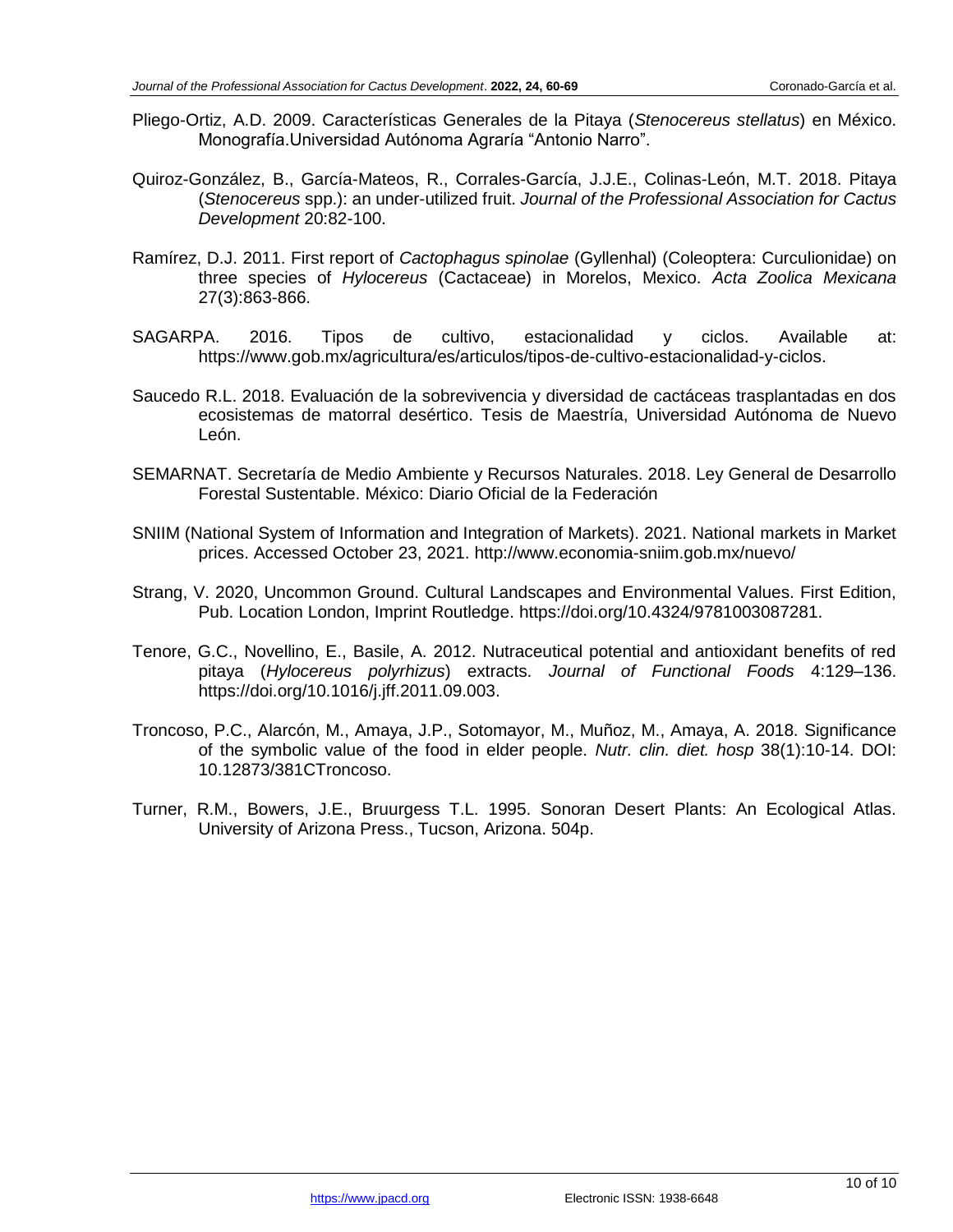Pliego-Ortiz, A.D. 2009. Características Generales de la Pitaya (*Stenocereus stellatus*) en México. Monografía.Universidad Autónoma Agraría "Antonio Narro".

Quiroz-González, B., García-Mateos, R., Corrales-García, J.J.E., Colinas-León, M.T. 2018. Pitaya (*Stenocereus* spp.): an under-utilized fruit. *Journal of the Professional Association for Cactus Development* 20:82-100.

Ramírez, D.J. 2011. First report of *Cactophagus spinolae* (Gyllenhal) (Coleoptera: Curculionidae) on three species of *Hylocereus* (Cactaceae) in Morelos, Mexico. *Acta Zoolica Mexicana* 27(3):863-866.

SAGARPA. 2016. Tipos de cultivo, estacionalidad y ciclos. Available at: https://www.gob.mx/agricultura/es/articulos/tipos-de-cultivo-estacionalidad-y-ciclos.

Saucedo R.L. 2018. Evaluación de la sobrevivencia y diversidad de cactáceas trasplantadas en dos ecosistemas de matorral desértico. Tesis de Maestría, Universidad Autónoma de Nuevo León.

SEMARNAT. Secretaría de Medio Ambiente y Recursos Naturales. 2018. Ley General de Desarrollo Forestal Sustentable. México: Diario Oficial de la Federación

SNIIM (National System of Information and Integration of Markets). 2021. National markets in Market prices. Accessed October 23, 2021. http://www.economia-sniim.gob.mx/nuevo/

Strang, V. 2020, Uncommon Ground. Cultural Landscapes and Environmental Values. First Edition, Pub. Location London, Imprint Routledge. https://doi.org/10.4324/9781003087281.

Tenore, G.C., Novellino, E., Basile, A. 2012. Nutraceutical potential and antioxidant benefits of red pitaya (*Hylocereus polyrhizus*) extracts. *Journal of Functional Foods* 4:129–136. https://doi.org/10.1016/j.jff.2011.09.003.

Troncoso, P.C., Alarcón, M., Amaya, J.P., Sotomayor, M., Muñoz, M., Amaya, A. 2018. Significance of the symbolic value of the food in elder people. *Nutr. clin. diet. hosp* 38(1):10-14. DOI: 10.12873/381CTroncoso.

Turner, R.M., Bowers, J.E., Bruurgess T.L. 1995. Sonoran Desert Plants: An Ecological Atlas. University of Arizona Press., Tucson, Arizona. 504p.